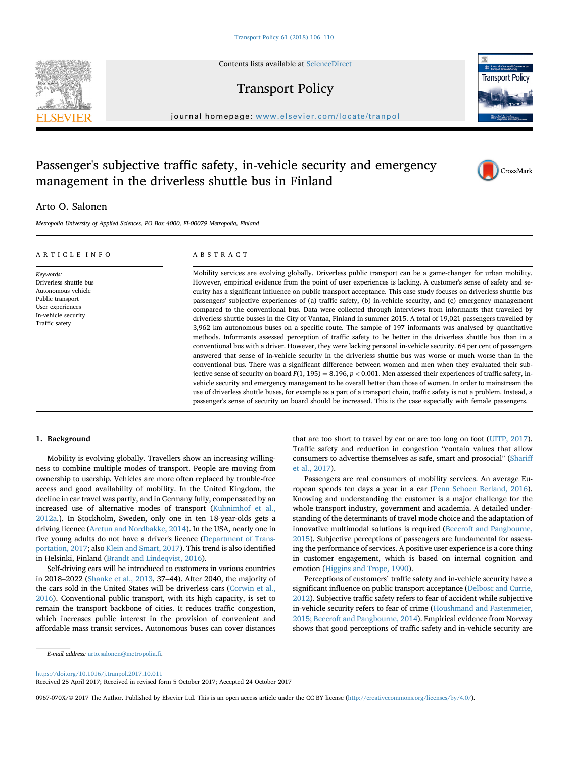# Passenger's subjective traffic safety, in-vehicle security and emergency management in the driverless shuttle bus in Finland

Arto O. Salonen

*Metropolia University of Applied Sciences, PO Box 4000, FI-00079 Metropolia, Finland*

## ARTICLE INFO

*Keywords:*
Driverless shuttle bus
Autonomous vehicle
Public transport
User experiences
In-vehicle security
Traffic safety

## ABSTRACT

Mobility services are evolving globally. Driverless public transport can be a game-changer for urban mobility. However, empirical evidence from the point of user experiences is lacking. A customer's sense of safety and security has a significant influence on public transport acceptance. This case study focuses on driverless shuttle bus passengers' subjective experiences of (a) traffic safety, (b) in-vehicle security, and (c) emergency management compared to the conventional bus. Data were collected through interviews from informants that travelled by driverless shuttle busses in the City of Vantaa, Finland in summer 2015. A total of 19,021 passengers travelled by 3,962 km autonomous buses on a specific route. The sample of 197 informants was analysed by quantitative methods. Informants assessed perception of traffic safety to be better in the driverless shuttle bus than in a conventional bus with a driver. However, they were lacking personal in-vehicle security. 64 per cent of passengers answered that sense of in-vehicle security in the driverless shuttle bus was worse or much worse than in the conventional bus. There was a significant difference between women and men when they evaluated their subjective sense of security on board $F(1, 195) = 8.196$, $p < 0.001$. Men assessed their experiences of traffic safety, in-vehicle security and emergency management to be overall better than those of women. In order to mainstream the use of driverless shuttle buses, for example as a part of a transport chain, traffic safety is not a problem. Instead, a passenger's sense of security on board should be increased. This is the case especially with female passengers.

## 1. Background

Mobility is evolving globally. Travellers show an increasing willingness to combine multiple modes of transport. People are moving from ownership to usership. Vehicles are more often replaced by trouble-free access and good availability of mobility. In the United Kingdom, the decline in car travel was partly, and in Germany fully, compensated by an increased use of alternative modes of transport (Kuhnimhof et al., 2012a.). In Stockholm, Sweden, only one in ten 18-year-olds gets a driving licence (Aretun and Nordbakke, 2014). In the USA, nearly one in five young adults do not have a driver's licence (Department of Transportation, 2017; also Klein and Smart, 2017). This trend is also identified in Helsinki, Finland (Brandt and Lindeqvist, 2016).

Self-driving cars will be introduced to customers in various countries in 2018–2022 (Shanke et al., 2013, 37–44). After 2040, the majority of the cars sold in the United States will be driverless cars (Corwin et al., 2016). Conventional public transport, with its high capacity, is set to remain the transport backbone of cities. It reduces traffic congestion, which increases public interest in the provision of convenient and affordable mass transit services. Autonomous buses can cover distances that are too short to travel by car or are too long on foot (UITP, 2017). Traffic safety and reduction in congestion "contain values that allow consumers to advertise themselves as safe, smart and prosocial" (Shariff et al., 2017).

Passengers are real consumers of mobility services. An average European spends ten days a year in a car (Penn Schoen Berland, 2016). Knowing and understanding the customer is a major challenge for the whole transport industry, government and academia. A detailed understanding of the determinants of travel mode choice and the adaptation of innovative multimodal solutions is required (Beecroft and Pangbourne, 2015). Subjective perceptions of passengers are fundamental for assessing the performance of services. A positive user experience is a core thing in customer engagement, which is based on internal cognition and emotion (Higgins and Trope, 1990).

Perceptions of customers' traffic safety and in-vehicle security have a significant influence on public transport acceptance (Delbosc and Currie, 2012). Subjective traffic safety refers to fear of accident while subjective in-vehicle security refers to fear of crime (Houshmand and Fastenmeier, 2015; Beecroft and Pangbourne, 2014). Empirical evidence from Norway shows that good perceptions of traffic safety and in-vehicle security are

*E-mail address:* arto.salonen@metropolia.fi.

https://doi.org/10.1016/j.tranpol.2017.10.011
Received 25 April 2017; Received in revised form 5 October 2017; Accepted 24 October 2017

0967-070X/© 2017 The Author. Published by Elsevier Ltd. This is an open access article under the CC BY license (http://creativecommons.org/licenses/by/4.0/).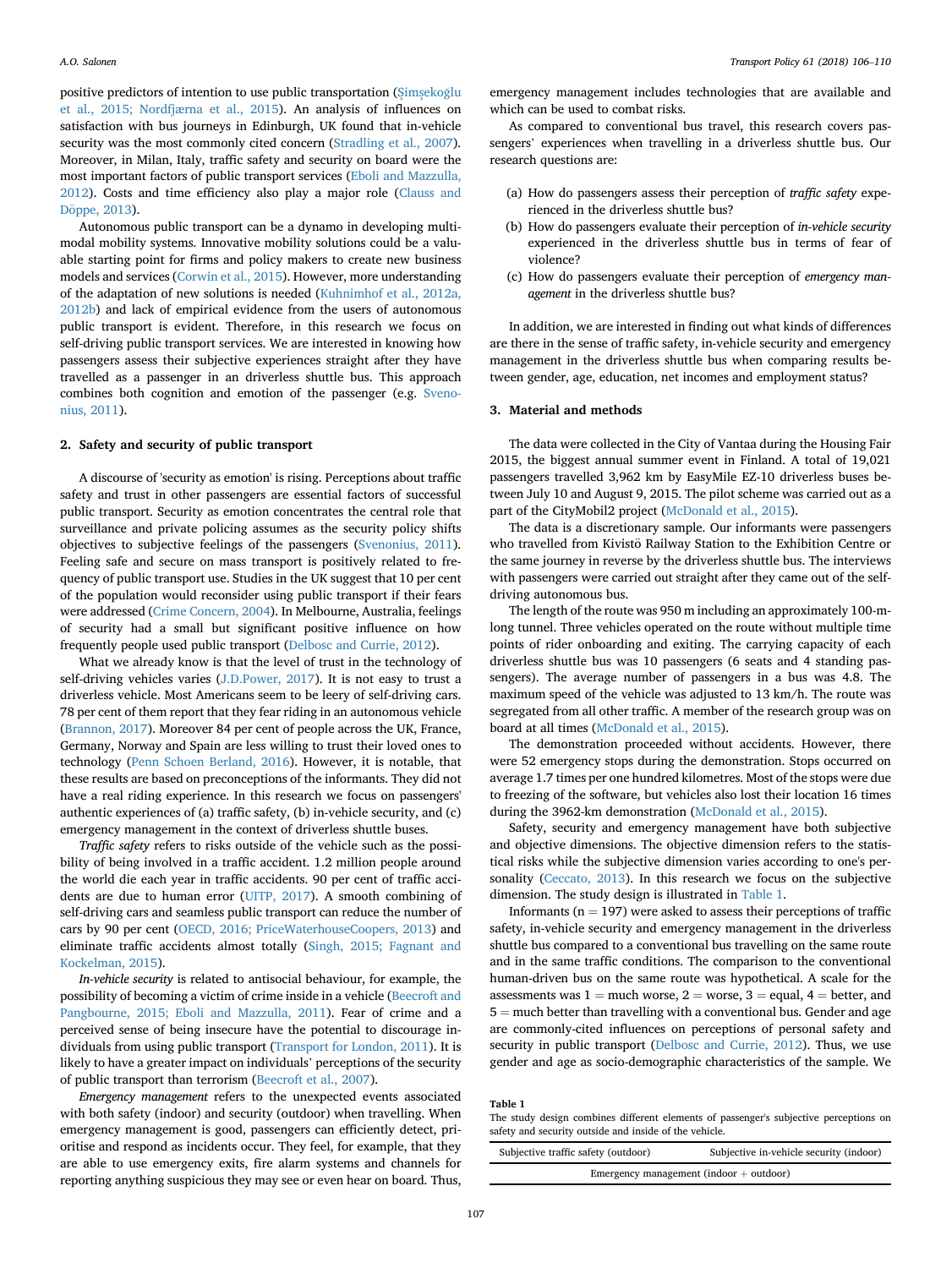positive predictors of intention to use public transportation (Şimşekoğlu et al., 2015; Nordfjærna et al., 2015). An analysis of influences on satisfaction with bus journeys in Edinburgh, UK found that in-vehicle security was the most commonly cited concern (Stradling et al., 2007). Moreover, in Milan, Italy, traffic safety and security on board were the most important factors of public transport services (Eboli and Mazzulla, 2012). Costs and time efficiency also play a major role (Clauss and Döppe, 2013).

Autonomous public transport can be a dynamo in developing multimodal mobility systems. Innovative mobility solutions could be a valuable starting point for firms and policy makers to create new business models and services (Corwin et al., 2015). However, more understanding of the adaptation of new solutions is needed (Kuhnimhof et al., 2012a, 2012b) and lack of empirical evidence from the users of autonomous public transport is evident. Therefore, in this research we focus on self-driving public transport services. We are interested in knowing how passengers assess their subjective experiences straight after they have travelled as a passenger in an driverless shuttle bus. This approach combines both cognition and emotion of the passenger (e.g. Svenonius, 2011).

## 2. Safety and security of public transport

A discourse of 'security as emotion' is rising. Perceptions about traffic safety and trust in other passengers are essential factors of successful public transport. Security as emotion concentrates the central role that surveillance and private policing assumes as the security policy shifts objectives to subjective feelings of the passengers (Svenonius, 2011). Feeling safe and secure on mass transport is positively related to frequency of public transport use. Studies in the UK suggest that 10 per cent of the population would reconsider using public transport if their fears were addressed (Crime Concern, 2004). In Melbourne, Australia, feelings of security had a small but significant positive influence on how frequently people used public transport (Delbosc and Currie, 2012).

What we already know is that the level of trust in the technology of self-driving vehicles varies (J.D.Power, 2017). It is not easy to trust a driverless vehicle. Most Americans seem to be leery of self-driving cars. 78 per cent of them report that they fear riding in an autonomous vehicle (Brannon, 2017). Moreover 84 per cent of people across the UK, France, Germany, Norway and Spain are less willing to trust their loved ones to technology (Penn Schoen Berland, 2016). However, it is notable, that these results are based on preconceptions of the informants. They did not have a real riding experience. In this research we focus on passengers' authentic experiences of (a) traffic safety, (b) in-vehicle security, and (c) emergency management in the context of driverless shuttle buses.

*Traffic safety* refers to risks outside of the vehicle such as the possibility of being involved in a traffic accident. 1.2 million people around the world die each year in traffic accidents. 90 per cent of traffic accidents are due to human error (UITP, 2017). A smooth combining of self-driving cars and seamless public transport can reduce the number of cars by 90 per cent (OECD, 2016; PriceWaterhouseCoopers, 2013) and eliminate traffic accidents almost totally (Singh, 2015; Fagnant and Kockelman, 2015).

*In-vehicle security* is related to antisocial behaviour, for example, the possibility of becoming a victim of crime inside in a vehicle (Beecroft and Pangbourne, 2015; Eboli and Mazzulla, 2011). Fear of crime and a perceived sense of being insecure have the potential to discourage individuals from using public transport (Transport for London, 2011). It is likely to have a greater impact on individuals' perceptions of the security of public transport than terrorism (Beecroft et al., 2007).

*Emergency management* refers to the unexpected events associated with both safety (indoor) and security (outdoor) when travelling. When emergency management is good, passengers can efficiently detect, prioritise and respond as incidents occur. They feel, for example, that they are able to use emergency exits, fire alarm systems and channels for reporting anything suspicious they may see or even hear on board. Thus, emergency management includes technologies that are available and which can be used to combat risks.

As compared to conventional bus travel, this research covers passengers' experiences when travelling in a driverless shuttle bus. Our research questions are:

(a) How do passengers assess their perception of *traffic safety* experienced in the driverless shuttle bus?
(b) How do passengers evaluate their perception of *in-vehicle security* experienced in the driverless shuttle bus in terms of fear of violence?
(c) How do passengers evaluate their perception of *emergency management* in the driverless shuttle bus?

In addition, we are interested in finding out what kinds of differences are there in the sense of traffic safety, in-vehicle security and emergency management in the driverless shuttle bus when comparing results between gender, age, education, net incomes and employment status?

## 3. Material and methods

The data were collected in the City of Vantaa during the Housing Fair 2015, the biggest annual summer event in Finland. A total of 19,021 passengers travelled 3,962 km by EasyMile EZ-10 driverless buses between July 10 and August 9, 2015. The pilot scheme was carried out as a part of the CityMobil2 project (McDonald et al., 2015).

The data is a discretionary sample. Our informants were passengers who travelled from Kivistö Railway Station to the Exhibition Centre or the same journey in reverse by the driverless shuttle bus. The interviews with passengers were carried out straight after they came out of the self-driving autonomous bus.

The length of the route was 950 m including an approximately 100-m-long tunnel. Three vehicles operated on the route without multiple time points of rider onboarding and exiting. The carrying capacity of each driverless shuttle bus was 10 passengers (6 seats and 4 standing passengers). The average number of passengers in a bus was 4.8. The maximum speed of the vehicle was adjusted to 13 km/h. The route was segregated from all other traffic. A member of the research group was on board at all times (McDonald et al., 2015).

The demonstration proceeded without accidents. However, there were 52 emergency stops during the demonstration. Stops occurred on average 1.7 times per one hundred kilometres. Most of the stops were due to freezing of the software, but vehicles also lost their location 16 times during the 3962-km demonstration (McDonald et al., 2015).

Safety, security and emergency management have both subjective and objective dimensions. The objective dimension refers to the statistical risks while the subjective dimension varies according to one's personality (Ceccato, 2013). In this research we focus on the subjective dimension. The study design is illustrated in Table 1.

Informants ($n = 197$) were asked to assess their perceptions of traffic safety, in-vehicle security and emergency management in the driverless shuttle bus compared to a conventional bus travelling on the same route and in the same traffic conditions. The comparison to the conventional human-driven bus on the same route was hypothetical. A scale for the assessments was 1 = much worse, 2 = worse, 3 = equal, 4 = better, and 5 = much better than travelling with a conventional bus. Gender and age are commonly-cited influences on perceptions of personal safety and security in public transport (Delbosc and Currie, 2012). Thus, we use gender and age as socio-demographic characteristics of the sample. We

**Table 1**
The study design combines different elements of passenger's subjective perceptions on safety and security outside and inside of the vehicle.

| Subjective traffic safety (outdoor) | Subjective in-vehicle security (indoor) |
|---|---|
| Emergency management (indoor + outdoor) | |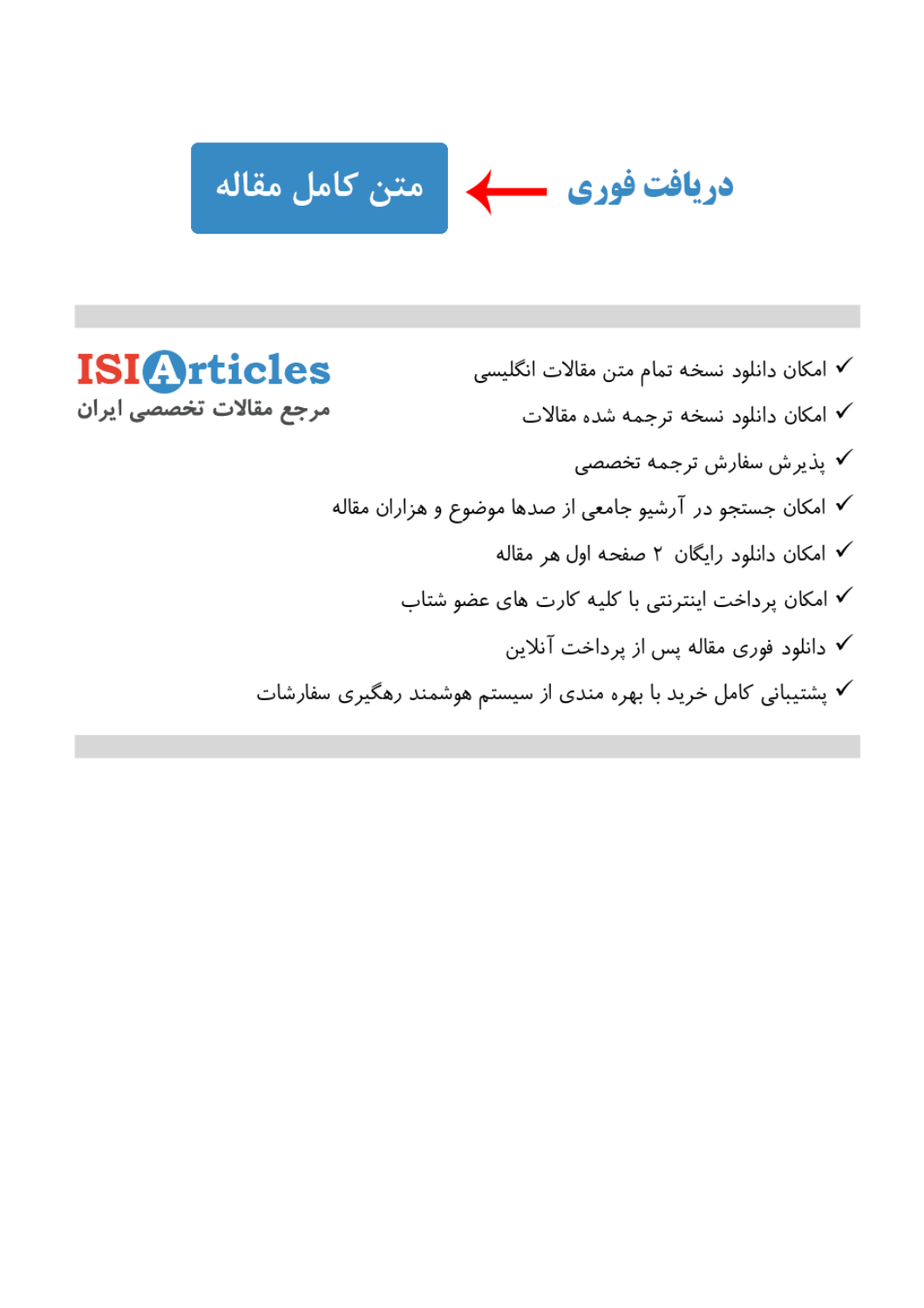دریافت فوری ← متن کامل مقاله

**ISIArticles**
مرجع مقالات تخصصی ایران

- ✓ امکان دانلود نسخه تمام متن مقالات انگلیسی
- ✓ امکان دانلود نسخه ترجمه شده مقالات
- ✓ پذیرش سفارش ترجمه تخصصی
- ✓ امکان جستجو در آرشیو جامعی از صدها موضوع و هزاران مقاله
- ✓ امکان دانلود رایگان ۲ صفحه اول هر مقاله
- ✓ امکان پرداخت اینترنتی با کلیه کارت های عضو شتاب
- ✓ دانلود فوری مقاله پس از پرداخت آنلاین
- ✓ پشتیبانی کامل خرید با بهره مندی از سیستم هوشمند رهگیری سفارشات